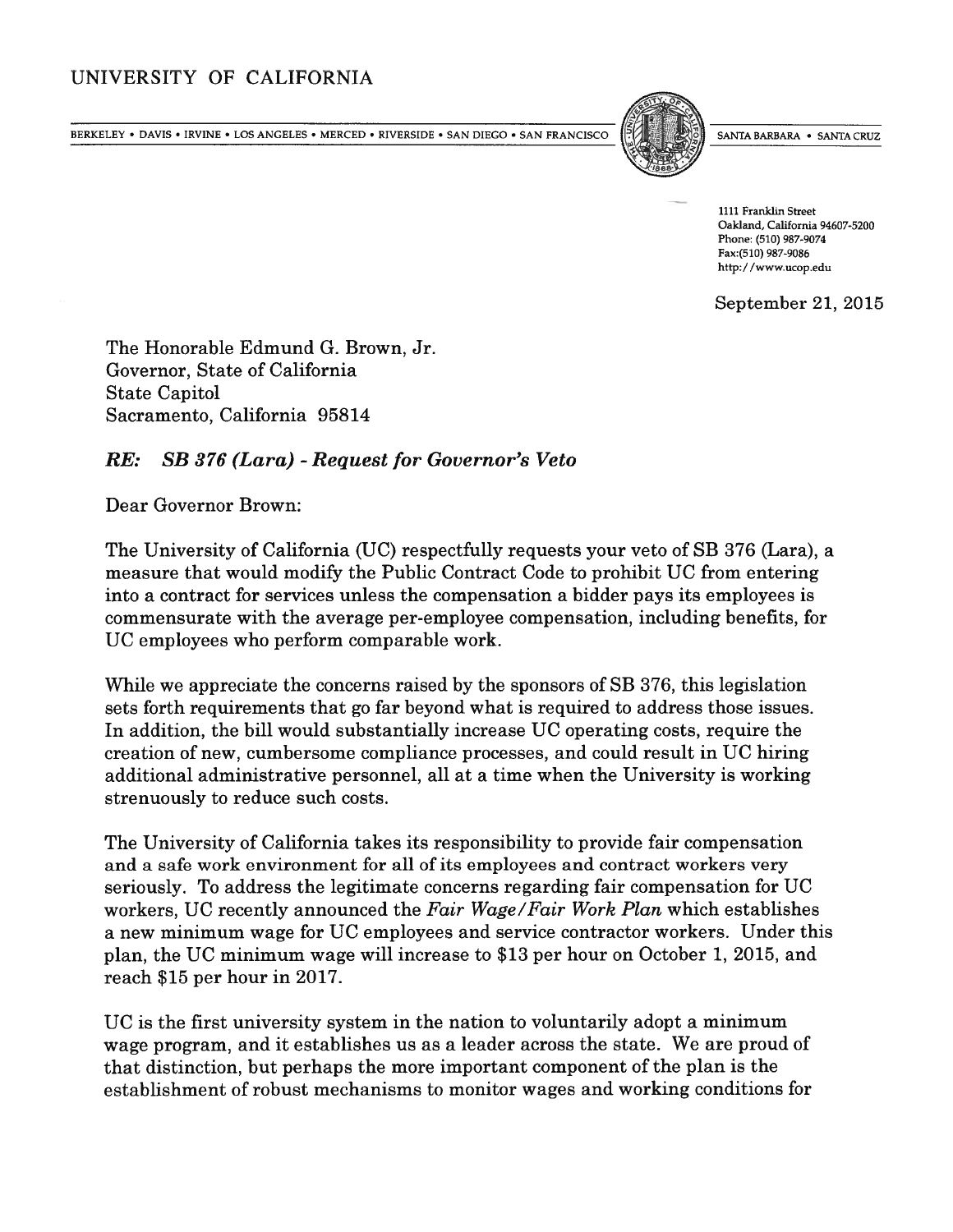# UNIVERSITY OF CALIFORNIA

BERKELEY • DAVIS • IRVINE • LOS ANGELES • MERCED • RIVERSIDE • SAN DIEGO • SAN FRANCISCO — SANTA BARBARA • SANTA CRUZ

1111 Franklin Street
Oakland, California 94607-5200
Phone: (510) 987-9074
Fax:(510) 987-9086
http://www.ucop.edu

September 21, 2015

The Honorable Edmund G. Brown, Jr.
Governor, State of California
State Capitol
Sacramento, California 95814

***RE: SB 376 (Lara) - Request for Governor's Veto***

Dear Governor Brown:

The University of California (UC) respectfully requests your veto of SB 376 (Lara), a measure that would modify the Public Contract Code to prohibit UC from entering into a contract for services unless the compensation a bidder pays its employees is commensurate with the average per-employee compensation, including benefits, for UC employees who perform comparable work.

While we appreciate the concerns raised by the sponsors of SB 376, this legislation sets forth requirements that go far beyond what is required to address those issues. In addition, the bill would substantially increase UC operating costs, require the creation of new, cumbersome compliance processes, and could result in UC hiring additional administrative personnel, all at a time when the University is working strenuously to reduce such costs.

The University of California takes its responsibility to provide fair compensation and a safe work environment for all of its employees and contract workers very seriously. To address the legitimate concerns regarding fair compensation for UC workers, UC recently announced the *Fair Wage/Fair Work Plan* which establishes a new minimum wage for UC employees and service contractor workers. Under this plan, the UC minimum wage will increase to $13 per hour on October 1, 2015, and reach $15 per hour in 2017.

UC is the first university system in the nation to voluntarily adopt a minimum wage program, and it establishes us as a leader across the state. We are proud of that distinction, but perhaps the more important component of the plan is the establishment of robust mechanisms to monitor wages and working conditions for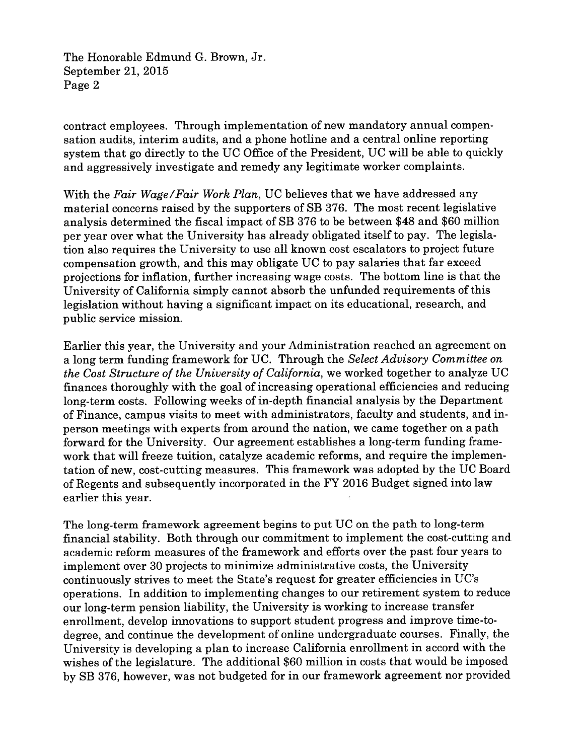contract employees. Through implementation of new mandatory annual compensation audits, interim audits, and a phone hotline and a central online reporting system that go directly to the UC Office of the President, UC will be able to quickly and aggressively investigate and remedy any legitimate worker complaints.

With the *Fair Wage/Fair Work Plan*, UC believes that we have addressed any material concerns raised by the supporters of SB 376. The most recent legislative analysis determined the fiscal impact of SB 376 to be between $48 and $60 million per year over what the University has already obligated itself to pay. The legislation also requires the University to use all known cost escalators to project future compensation growth, and this may obligate UC to pay salaries that far exceed projections for inflation, further increasing wage costs. The bottom line is that the University of California simply cannot absorb the unfunded requirements of this legislation without having a significant impact on its educational, research, and public service mission.

Earlier this year, the University and your Administration reached an agreement on a long term funding framework for UC. Through the *Select Advisory Committee on the Cost Structure of the University of California*, we worked together to analyze UC finances thoroughly with the goal of increasing operational efficiencies and reducing long-term costs. Following weeks of in-depth financial analysis by the Department of Finance, campus visits to meet with administrators, faculty and students, and in-person meetings with experts from around the nation, we came together on a path forward for the University. Our agreement establishes a long-term funding framework that will freeze tuition, catalyze academic reforms, and require the implementation of new, cost-cutting measures. This framework was adopted by the UC Board of Regents and subsequently incorporated in the FY 2016 Budget signed into law earlier this year.

The long-term framework agreement begins to put UC on the path to long-term financial stability. Both through our commitment to implement the cost-cutting and academic reform measures of the framework and efforts over the past four years to implement over 30 projects to minimize administrative costs, the University continuously strives to meet the State's request for greater efficiencies in UC's operations. In addition to implementing changes to our retirement system to reduce our long-term pension liability, the University is working to increase transfer enrollment, develop innovations to support student progress and improve time-to-degree, and continue the development of online undergraduate courses. Finally, the University is developing a plan to increase California enrollment in accord with the wishes of the legislature. The additional $60 million in costs that would be imposed by SB 376, however, was not budgeted for in our framework agreement nor provided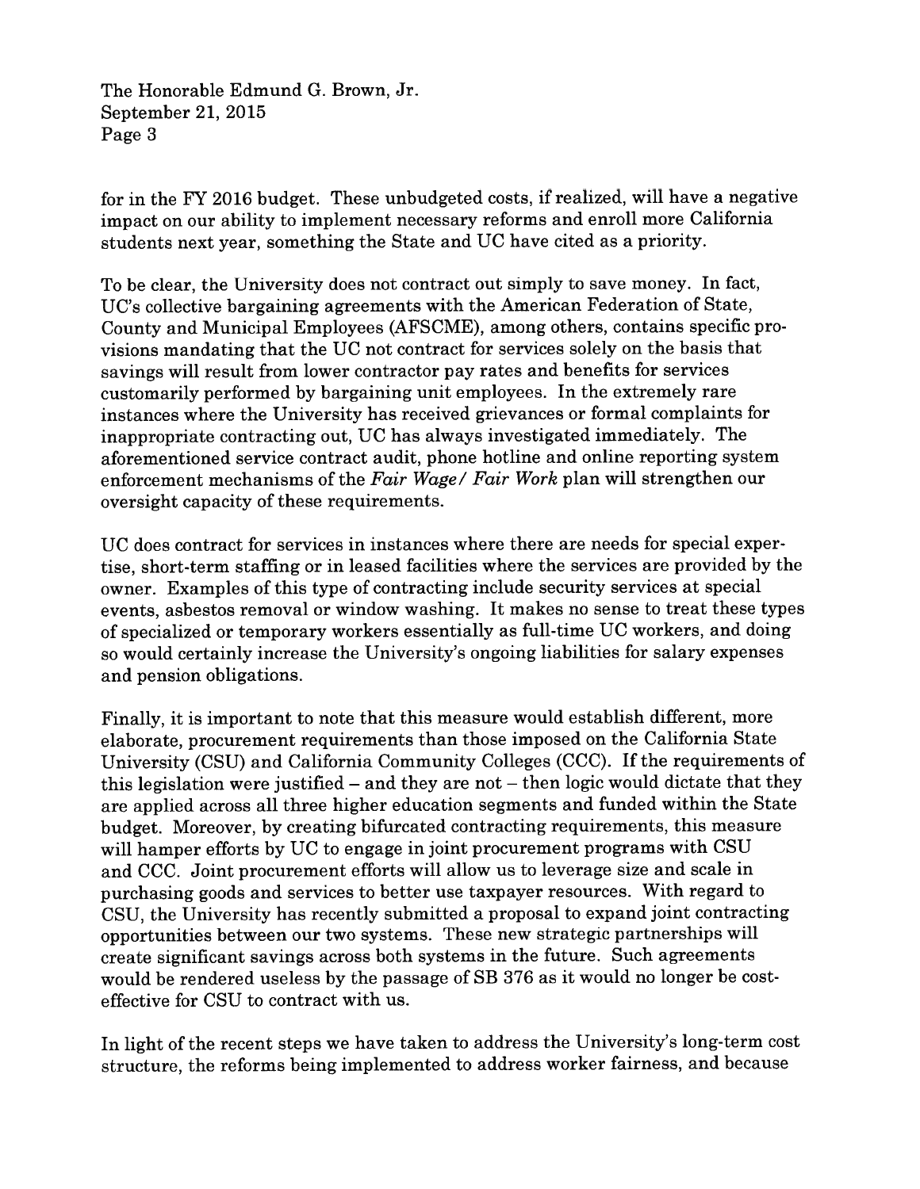for in the FY 2016 budget. These unbudgeted costs, if realized, will have a negative impact on our ability to implement necessary reforms and enroll more California students next year, something the State and UC have cited as a priority.

To be clear, the University does not contract out simply to save money. In fact, UC's collective bargaining agreements with the American Federation of State, County and Municipal Employees (AFSCME), among others, contains specific provisions mandating that the UC not contract for services solely on the basis that savings will result from lower contractor pay rates and benefits for services customarily performed by bargaining unit employees. In the extremely rare instances where the University has received grievances or formal complaints for inappropriate contracting out, UC has always investigated immediately. The aforementioned service contract audit, phone hotline and online reporting system enforcement mechanisms of the *Fair Wage/ Fair Work* plan will strengthen our oversight capacity of these requirements.

UC does contract for services in instances where there are needs for special expertise, short-term staffing or in leased facilities where the services are provided by the owner. Examples of this type of contracting include security services at special events, asbestos removal or window washing. It makes no sense to treat these types of specialized or temporary workers essentially as full-time UC workers, and doing so would certainly increase the University's ongoing liabilities for salary expenses and pension obligations.

Finally, it is important to note that this measure would establish different, more elaborate, procurement requirements than those imposed on the California State University (CSU) and California Community Colleges (CCC). If the requirements of this legislation were justified – and they are not – then logic would dictate that they are applied across all three higher education segments and funded within the State budget. Moreover, by creating bifurcated contracting requirements, this measure will hamper efforts by UC to engage in joint procurement programs with CSU and CCC. Joint procurement efforts will allow us to leverage size and scale in purchasing goods and services to better use taxpayer resources. With regard to CSU, the University has recently submitted a proposal to expand joint contracting opportunities between our two systems. These new strategic partnerships will create significant savings across both systems in the future. Such agreements would be rendered useless by the passage of SB 376 as it would no longer be cost-effective for CSU to contract with us.

In light of the recent steps we have taken to address the University's long-term cost structure, the reforms being implemented to address worker fairness, and because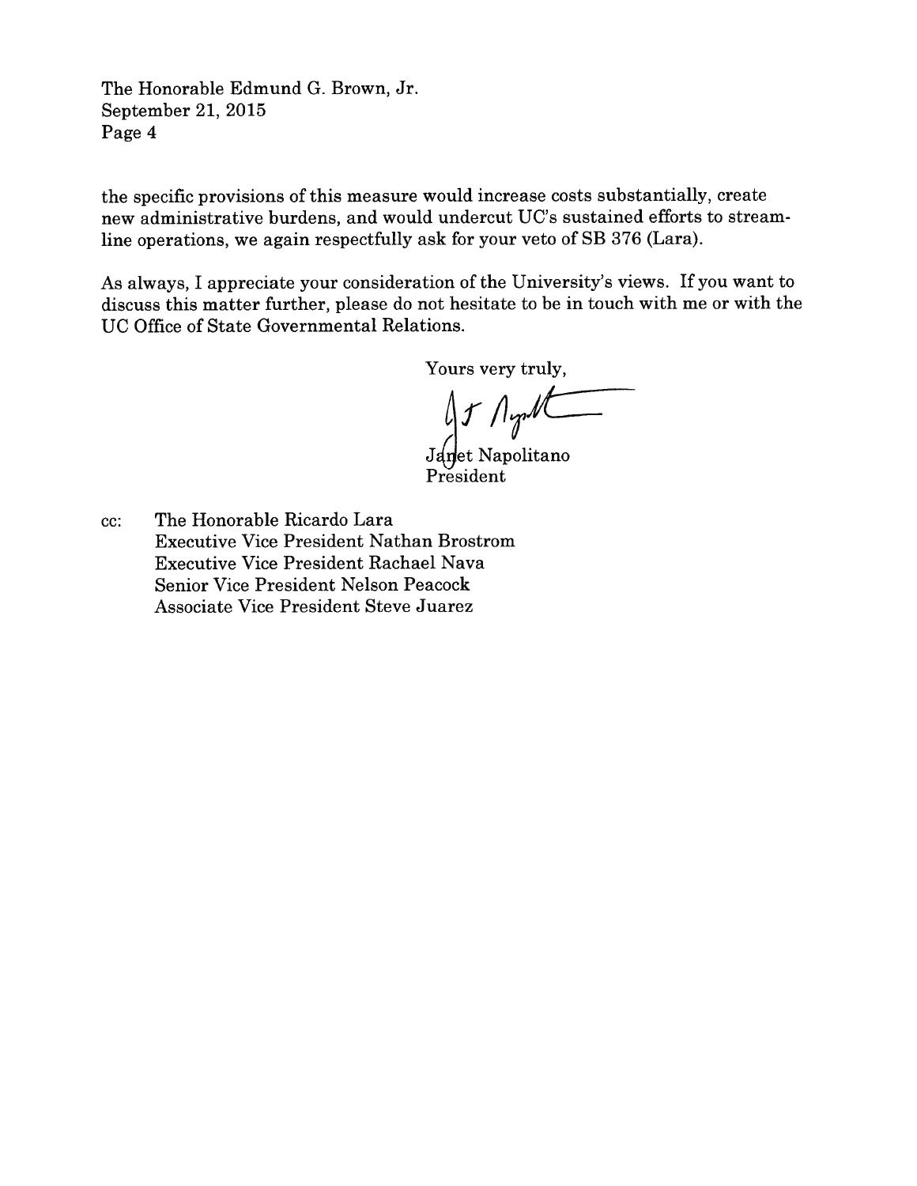the specific provisions of this measure would increase costs substantially, create new administrative burdens, and would undercut UC's sustained efforts to streamline operations, we again respectfully ask for your veto of SB 376 (Lara).

As always, I appreciate your consideration of the University's views. If you want to discuss this matter further, please do not hesitate to be in touch with me or with the UC Office of State Governmental Relations.

Yours very truly,

Janet Napolitano
President

cc: The Honorable Ricardo Lara
Executive Vice President Nathan Brostrom
Executive Vice President Rachael Nava
Senior Vice President Nelson Peacock
Associate Vice President Steve Juarez